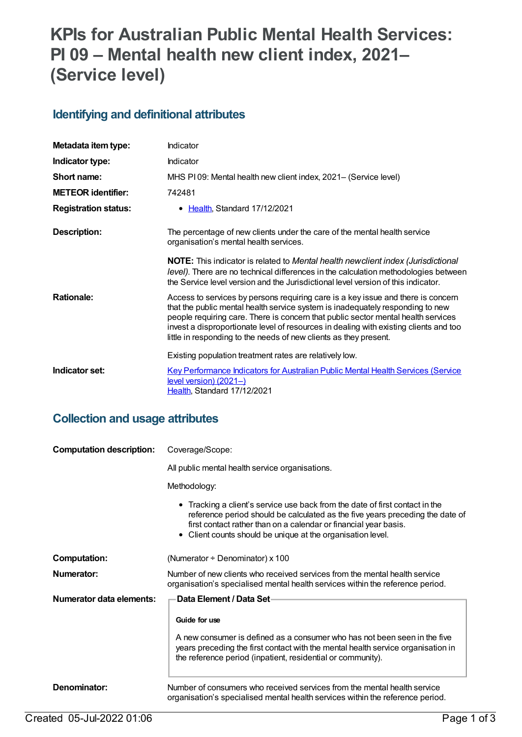# KPIs for Australian Public Mental Health Services: PI 09 – Mental health new client index, 2021– (Service level)

## Identifying and definitional attributes

| | |
|---|---|
| **Metadata item type:** | Indicator |
| **Indicator type:** | Indicator |
| **Short name:** | MHS PI 09: Mental health new client index, 2021– (Service level) |
| **METEOR identifier:** | 742481 |
| **Registration status:** | • Health, Standard 17/12/2021 |
| **Description:** | The percentage of new clients under the care of the mental health service organisation's mental health services.<br><br>**NOTE:** This indicator is related to *Mental health new client index (Jurisdictional level)*. There are no technical differences in the calculation methodologies between the Service level version and the Jurisdictional level version of this indicator. |
| **Rationale:** | Access to services by persons requiring care is a key issue and there is concern that the public mental health service system is inadequately responding to new people requiring care. There is concern that public sector mental health services invest a disproportionate level of resources in dealing with existing clients and too little in responding to the needs of new clients as they present.<br><br>Existing population treatment rates are relatively low. |
| **Indicator set:** | Key Performance Indicators for Australian Public Mental Health Services (Service level version) (2021–)<br>Health, Standard 17/12/2021 |

## Collection and usage attributes

**Computation description:**

Coverage/Scope:

All public mental health service organisations.

Methodology:

- Tracking a client's service use back from the date of first contact in the reference period should be calculated as the five years preceding the date of first contact rather than on a calendar or financial year basis.
- Client counts should be unique at the organisation level.

**Computation:** (Numerator ÷ Denominator) x 100

**Numerator:** Number of new clients who received services from the mental health service organisation's specialised mental health services within the reference period.

**Numerator data elements:**

**Data Element / Data Set**

**Guide for use**

A new consumer is defined as a consumer who has not been seen in the five years preceding the first contact with the mental health service organisation in the reference period (inpatient, residential or community).

**Denominator:** Number of consumers who received services from the mental health service organisation's specialised mental health services within the reference period.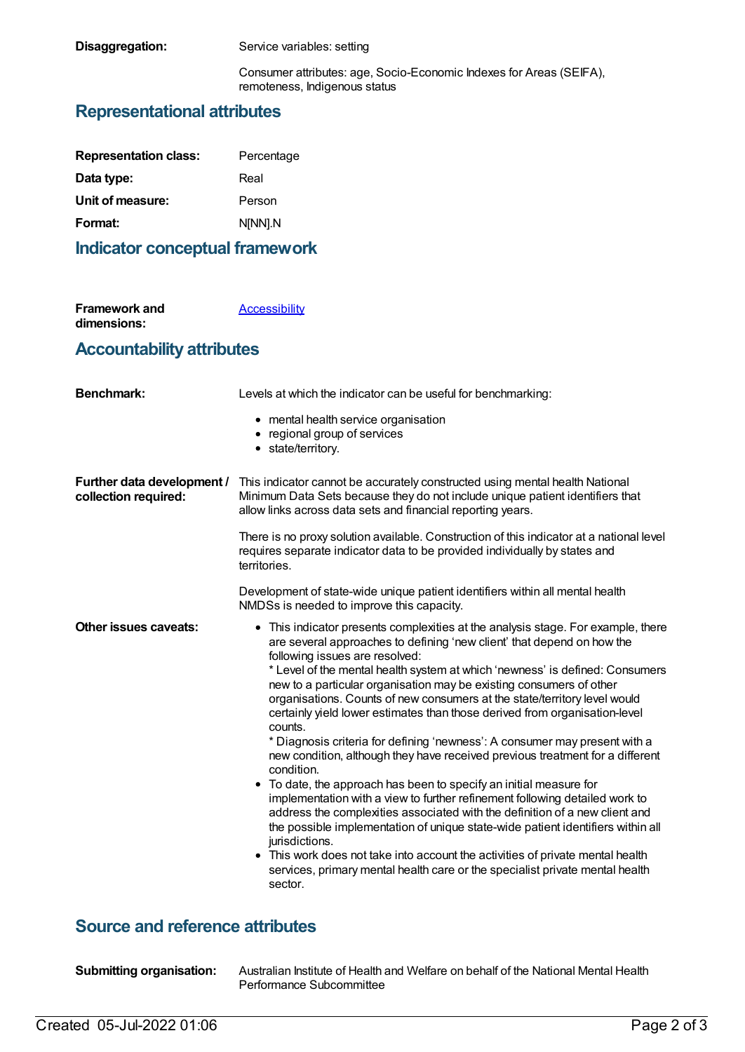**Disaggregation:** Service variables: setting

Consumer attributes: age, Socio-Economic Indexes for Areas (SEIFA), remoteness, Indigenous status

## Representational attributes

**Representation class:** Percentage

**Data type:** Real

**Unit of measure:** Person

**Format:** N[NN].N

## Indicator conceptual framework

**Framework and dimensions:** [Accessibility]

## Accountability attributes

**Benchmark:** Levels at which the indicator can be useful for benchmarking:

- mental health service organisation
- regional group of services
- state/territory.

**Further data development / collection required:** This indicator cannot be accurately constructed using mental health National Minimum Data Sets because they do not include unique patient identifiers that allow links across data sets and financial reporting years.

There is no proxy solution available. Construction of this indicator at a national level requires separate indicator data to be provided individually by states and territories.

Development of state-wide unique patient identifiers within all mental health NMDSs is needed to improve this capacity.

**Other issues caveats:**

- This indicator presents complexities at the analysis stage. For example, there are several approaches to defining 'new client' that depend on how the following issues are resolved:
  * Level of the mental health system at which 'newness' is defined: Consumers new to a particular organisation may be existing consumers of other organisations. Counts of new consumers at the state/territory level would certainly yield lower estimates than those derived from organisation-level counts.
  * Diagnosis criteria for defining 'newness': A consumer may present with a new condition, although they have received previous treatment for a different condition.
- To date, the approach has been to specify an initial measure for implementation with a view to further refinement following detailed work to address the complexities associated with the definition of a new client and the possible implementation of unique state-wide patient identifiers within all jurisdictions.
- This work does not take into account the activities of private mental health services, primary mental health care or the specialist private mental health sector.

## Source and reference attributes

**Submitting organisation:** Australian Institute of Health and Welfare on behalf of the National Mental Health Performance Subcommittee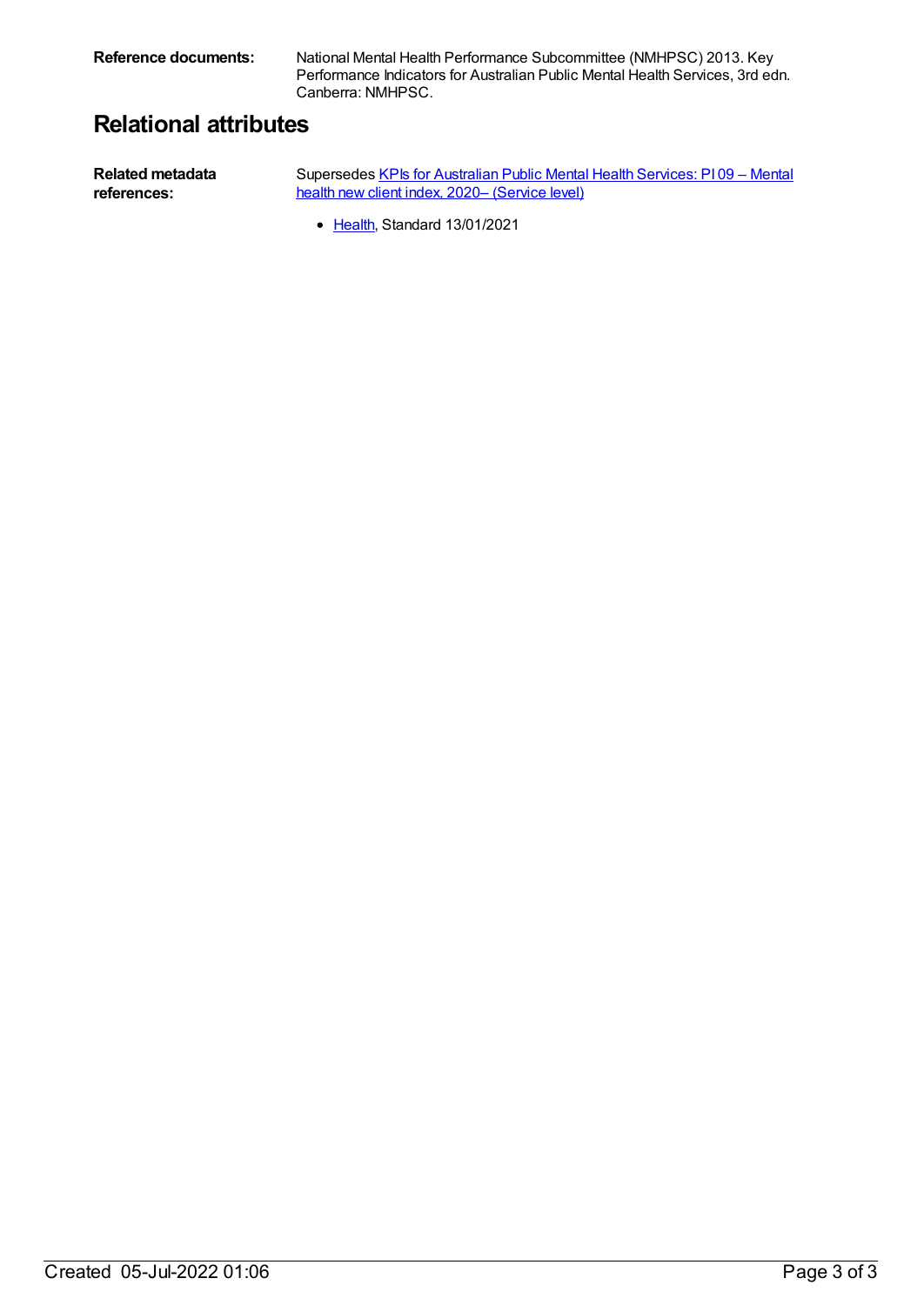**Reference documents:** National Mental Health Performance Subcommittee (NMHPSC) 2013. Key Performance Indicators for Australian Public Mental Health Services, 3rd edn. Canberra: NMHPSC.

## Relational attributes

**Related metadata references:** Supersedes KPIs for Australian Public Mental Health Services: PI 09 – Mental health new client index, 2020– (Service level)

- Health, Standard 13/01/2021